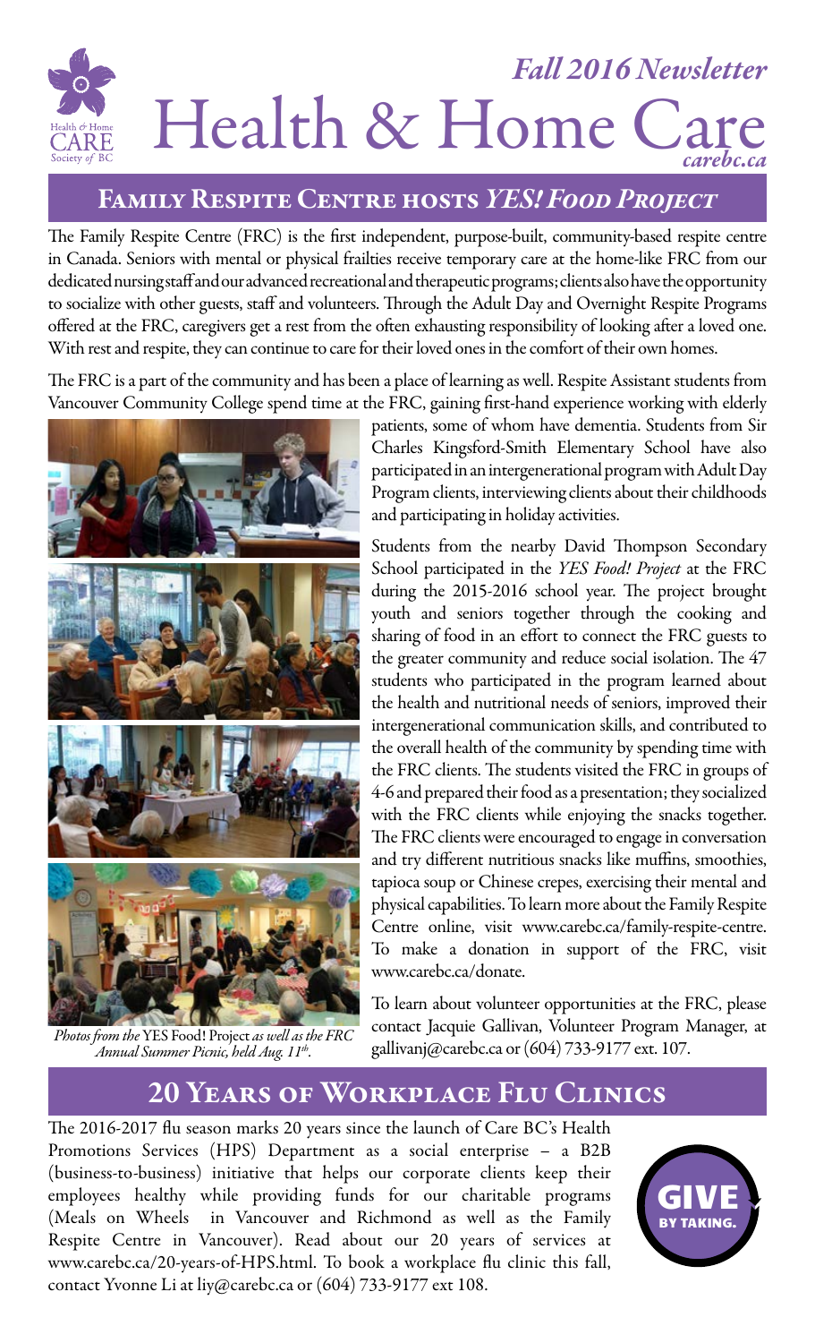# Health & Home Care

*Fall 2016 Newsletter*

*carebc.ca*

## Family Respite Centre hosts *YES! Food Project*

The Family Respite Centre (FRC) is the first independent, purpose-built, community-based respite centre in Canada. Seniors with mental or physical frailties receive temporary care at the home-like FRC from our dedicated nursing staff and our advanced recreational and therapeutic programs; clients also have the opportunity to socialize with other guests, staff and volunteers. Through the Adult Day and Overnight Respite Programs offered at the FRC, caregivers get a rest from the often exhausting responsibility of looking after a loved one. With rest and respite, they can continue to care for their loved ones in the comfort of their own homes.

The FRC is a part of the community and has been a place of learning as well. Respite Assistant students from Vancouver Community College spend time at the FRC, gaining first-hand experience working with elderly patients, some of whom have dementia. Students from Sir Charles Kingsford-Smith Elementary School have also participated in an intergenerational program with Adult Day Program clients, interviewing clients about their childhoods and participating in holiday activities.

Students from the nearby David Thompson Secondary School participated in the *YES Food! Project* at the FRC during the 2015-2016 school year. The project brought youth and seniors together through the cooking and sharing of food in an effort to connect the FRC guests to the greater community and reduce social isolation. The 47 students who participated in the program learned about the health and nutritional needs of seniors, improved their intergenerational communication skills, and contributed to the overall health of the community by spending time with the FRC clients. The students visited the FRC in groups of 4-6 and prepared their food as a presentation; they socialized with the FRC clients while enjoying the snacks together. The FRC clients were encouraged to engage in conversation and try different nutritious snacks like muffins, smoothies, tapioca soup or Chinese crepes, exercising their mental and physical capabilities. To learn more about the Family Respite Centre online, visit www.carebc.ca/family-respite-centre. To make a donation in support of the FRC, visit www.carebc.ca/donate.

To learn about volunteer opportunities at the FRC, please contact Jacquie Gallivan, Volunteer Program Manager, at gallivanj@carebc.ca or (604) 733-9177 ext. 107.

*Photos from the* YES Food! Project *as well as the FRC Annual Summer Picnic, held Aug. 11th.*

## 20 Years of Workplace Flu Clinics

The 2016-2017 flu season marks 20 years since the launch of Care BC's Health Promotions Services (HPS) Department as a social enterprise – a B2B (business-to-business) initiative that helps our corporate clients keep their employees healthy while providing funds for our charitable programs (Meals on Wheels in Vancouver and Richmond as well as the Family Respite Centre in Vancouver). Read about our 20 years of services at www.carebc.ca/20-years-of-HPS.html. To book a workplace flu clinic this fall, contact Yvonne Li at liy@carebc.ca or (604) 733-9177 ext 108.

GIVE BY TAKING.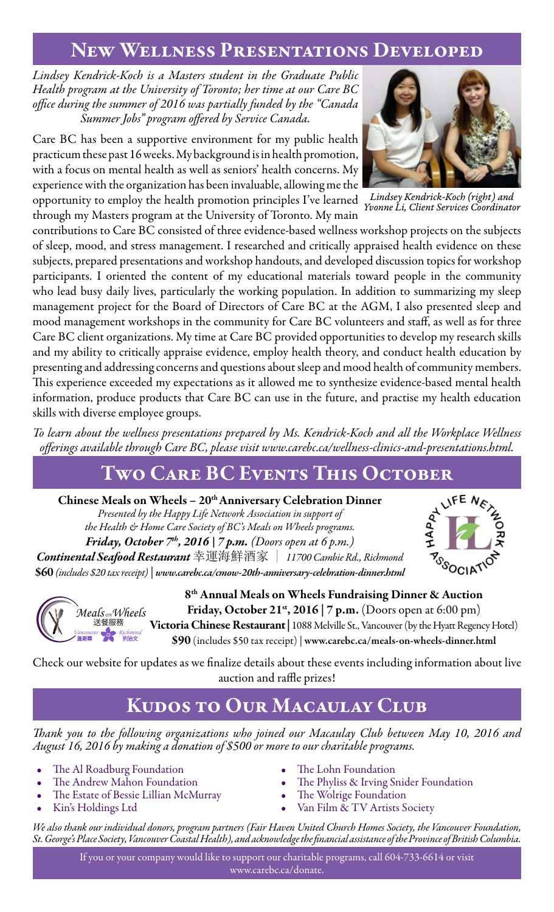## New Wellness Presentations Developed

*Lindsey Kendrick-Koch is a Masters student in the Graduate Public Health program at the University of Toronto; her time at our Care BC office during the summer of 2016 was partially funded by the "Canada Summer Jobs" program offered by Service Canada.*

Care BC has been a supportive environment for my public health practicum these past 16 weeks. My background is in health promotion, with a focus on mental health as well as seniors' health concerns. My experience with the organization has been invaluable, allowing me the opportunity to employ the health promotion principles I've learned through my Masters program at the University of Toronto. My main contributions to Care BC consisted of three evidence-based wellness workshop projects on the subjects of sleep, mood, and stress management. I researched and critically appraised health evidence on these subjects, prepared presentations and workshop handouts, and developed discussion topics for workshop participants. I oriented the content of my educational materials toward people in the community who lead busy daily lives, particularly the working population. In addition to summarizing my sleep management project for the Board of Directors of Care BC at the AGM, I also presented sleep and mood management workshops in the community for Care BC volunteers and staff, as well as for three Care BC client organizations. My time at Care BC provided opportunities to develop my research skills and my ability to critically appraise evidence, employ health theory, and conduct health education by presenting and addressing concerns and questions about sleep and mood health of community members. This experience exceeded my expectations as it allowed me to synthesize evidence-based mental health information, produce products that Care BC can use in the future, and practise my health education skills with diverse employee groups.

*Lindsey Kendrick-Koch (right) and Yvonne Li, Client Services Coordinator*

*To learn about the wellness presentations prepared by Ms. Kendrick-Koch and all the Workplace Wellness offerings available through Care BC, please visit www.carebc.ca/wellness-clinics-and-presentations.html.*

## Two Care BC Events This October

**Chinese Meals on Wheels – 20th Anniversary Celebration Dinner**
*Presented by the Happy Life Network Association in support of the Health & Home Care Society of BC's Meals on Wheels programs.*
***Friday, October 7th, 2016 | 7 p.m.*** *(Doors open at 6 p.m.)*
***Continental Seafood Restaurant*** 幸運海鮮酒家 | *11700 Cambie Rd., Richmond*
**$60** *(includes $20 tax receipt)* | ***www.carebc.ca/cmow-20th-anniversary-celebration-dinner.html***

**8th Annual Meals on Wheels Fundraising Dinner & Auction**
**Friday, October 21st, 2016 | 7 p.m.** (Doors open at 6:00 pm)
**Victoria Chinese Restaurant** | 1088 Melville St., Vancouver (by the Hyatt Regency Hotel)
**$90** (includes $50 tax receipt) | **www.carebc.ca/meals-on-wheels-dinner.html**

Check our website for updates as we finalize details about these events including information about live auction and raffle prizes!

## Kudos to Our Macaulay Club

*Thank you to the following organizations who joined our Macaulay Club between May 10, 2016 and August 16, 2016 by making a donation of $500 or more to our charitable programs.*

- The Al Roadburg Foundation
- The Andrew Mahon Foundation
- The Estate of Bessie Lillian McMurray
- Kin's Holdings Ltd
- The Lohn Foundation
- The Phyliss & Irving Snider Foundation
- The Wolrige Foundation
- Van Film & TV Artists Society

*We also thank our individual donors, program partners (Fair Haven United Church Homes Society, the Vancouver Foundation, St. George's Place Society, Vancouver Coastal Health), and acknowledge the financial assistance of the Province of British Columbia.*

If you or your company would like to support our charitable programs, call 604-733-6614 or visit www.carebc.ca/donate.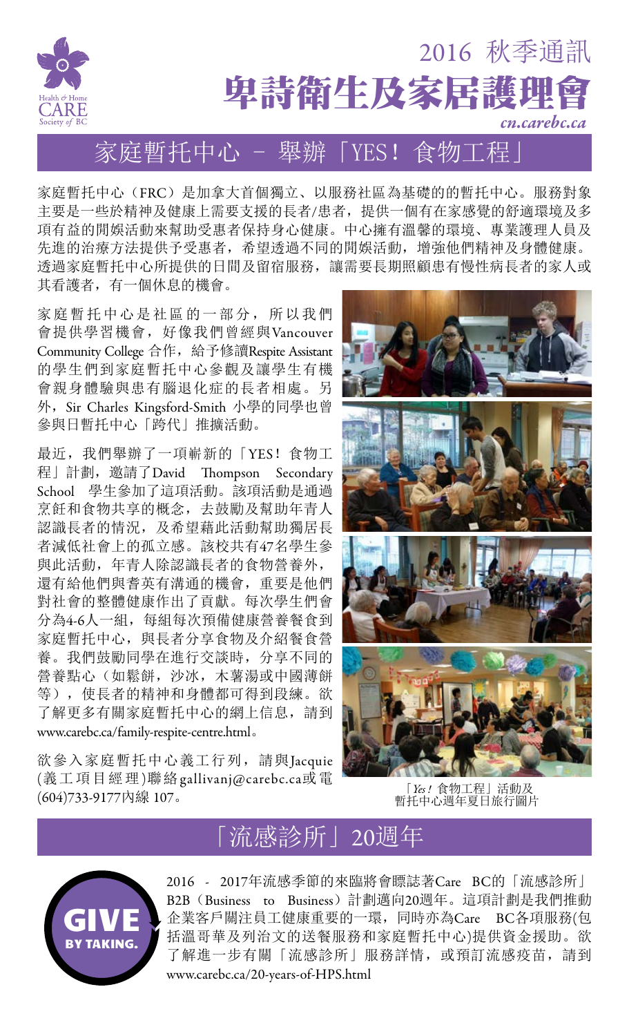2016 秋季通訊

# 卑詩衛生及家居護理會

*cn.carebc.ca*

## 家庭暫托中心 – 舉辦「YES！食物工程」

家庭暫托中心（FRC）是加拿大首個獨立、以服務社區為基礎的的暫托中心。服務對象主要是一些於精神及健康上需要支援的長者/患者，提供一個有在家感覺的舒適環境及多項有益的閒娛活動來幫助受惠者保持身心健康。中心擁有溫馨的環境、專業護理人員及先進的治療方法提供予受惠者，希望透過不同的閒娛活動，增強他們精神及身體健康。透過家庭暫托中心所提供的日間及留宿服務，讓需要長期照顧患有慢性病長者的家人或其看護者，有一個休息的機會。

家庭暫托中心是社區的一部分，所以我們會提供學習機會，好像我們曾經與Vancouver Community College 合作，給予修讀Respite Assistant的學生們到家庭暫托中心參觀及讓學生有機會親身體驗與患有腦退化症的長者相處。另外，Sir Charles Kingsford-Smith 小學的同學也曾參與日暫托中心「跨代」推擴活動。

最近，我們舉辦了一項嶄新的「YES！食物工程」計劃，邀請了David Thompson Secondary School 學生參加了這項活動。該項活動是通過烹飪和食物共享的概念，去鼓勵及幫助年青人認識長者的情況，及希望藉此活動幫助獨居長者減低社會上的孤立感。該校共有47名學生參與此活動，年青人除認識長者的食物營養外，還有給他們與耆英有溝通的機會，重要是他們對社會的整體健康作出了貢獻。每次學生們會分為4-6人一組，每組每次預備健康營養餐食到家庭暫托中心，與長者分享食物及介紹餐食營養。我們鼓勵同學在進行交談時，分享不同的營養點心（如鬆餅，沙冰，木薯湯或中國薄餅等），使長者的精神和身體都可得到段練。欲了解更多有關家庭暫托中心的網上信息，請到www.carebc.ca/family-respite-centre.html。

欲參入家庭暫托中心義工行列，請與Jacquie (義工項目經理)聯絡gallivanj@carebc.ca或電(604)733-9177內線 107。

「*Yes!* 食物工程」活動及暫托中心週年夏日旅行圖片

## 「流感診所」20週年

GIVE BY TAKING.

2016 - 2017年流感季節的來臨將會驃誌著Care BC的「流感診所」B2B（Business to Business）計劃邁向20週年。這項計劃是我們推動企業客戶關注員工健康重要的一環，同時亦為Care BC各項服務(包括溫哥華及列治文的送餐服務和家庭暫托中心)提供資金援助。欲了解進一步有關「流感診所」服務詳情，或預訂流感疫苗，請到www.carebc.ca/20-years-of-HPS.html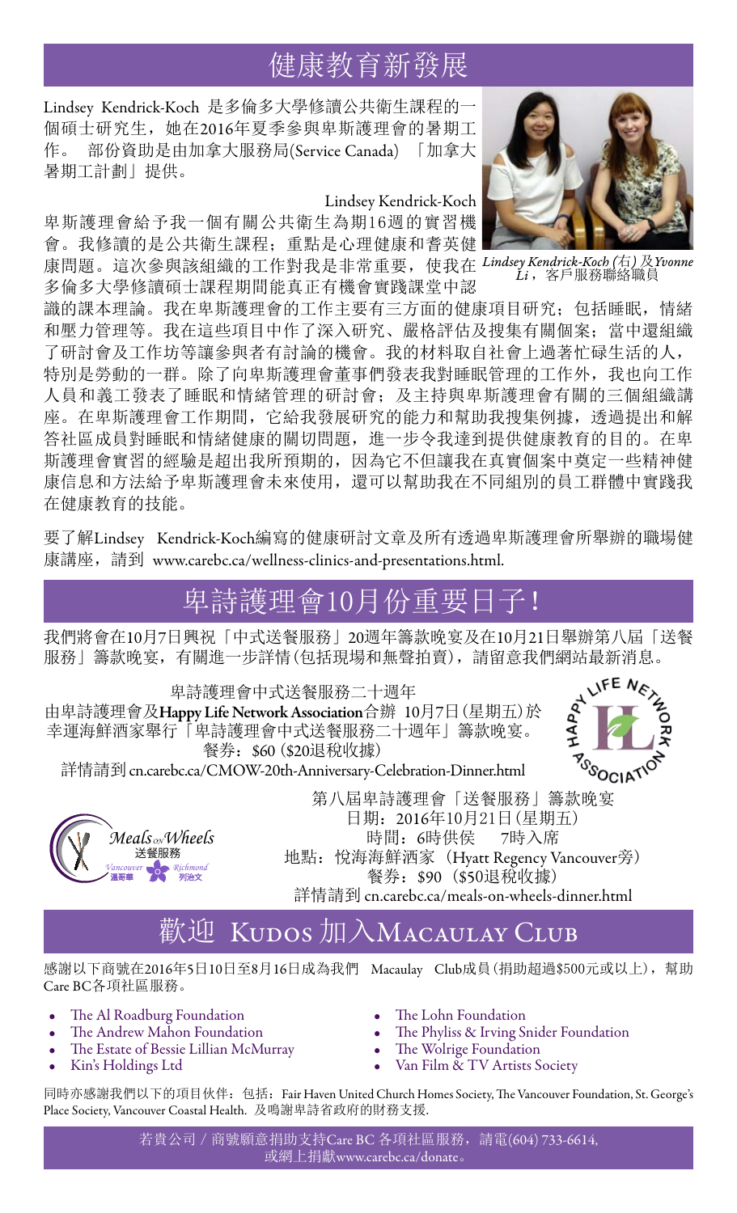# 健康教育新發展

Lindsey Kendrick-Koch 是多倫多大學修讀公共衛生課程的一個碩士研究生，她在2016年夏季參與卑斯護理會的暑期工作。 部份資助是由加拿大服務局(Service Canada) 「加拿大暑期工計劃」提供。

*Lindsey Kendrick-Koch (右) 及Yvonne Li*，客戶服務聯絡職員

Lindsey Kendrick-Koch

卑斯護理會給予我一個有關公共衛生為期16週的實習機會。我修讀的是公共衛生課程；重點是心理健康和耆英健康問題。這次參與該組織的工作對我是非常重要，使我在多倫多大學修讀碩士課程期間能真正有機會實踐課堂中認識的課本理論。我在卑斯護理會的工作主要有三方面的健康項目研究；包括睡眠，情緒和壓力管理等。我在這些項目中作了深入研究、嚴格評估及搜集有關個案；當中還組織了研討會及工作坊等讓參與者有討論的機會。我的材料取自社會上過著忙碌生活的人，特別是勞動的一群。除了向卑斯護理會董事們發表我對睡眠管理的工作外，我也向工作人員和義工發表了睡眠和情緒管理的研討會；及主持與卑斯護理會有關的三個組織講座。在卑斯護理會工作期間，它給我發展研究的能力和幫助我搜集例據，透過提出和解答社區成員對睡眠和情緒健康的關切問題，進一步令我達到提供健康教育的目的。在卑斯護理會實習的經驗是超出我所預期的，因為它不但讓我在真實個案中奠定一些精神健康信息和方法給予卑斯護理會未來使用，還可以幫助我在不同組別的員工群體中實踐我在健康教育的技能。

要了解Lindsey Kendrick-Koch編寫的健康研討文章及所有透過卑斯護理會所舉辦的職場健康講座，請到 www.carebc.ca/wellness-clinics-and-presentations.html.

# 卑詩護理會10月份重要日子!

我們將會在10月7日興祝「中式送餐服務」20週年籌款晚宴及在10月21日舉辦第八屆「送餐服務」籌款晚宴，有關進一步詳情(包括現場和無聲拍賣)，請留意我們網站最新消息。

卑詩護理會中式送餐服務二十週年
由卑詩護理會及**Happy Life Network Association**合辦 10月7日(星期五)於幸運海鮮酒家舉行「卑詩護理會中式送餐服務二十週年」籌款晚宴。
餐券：\$60 (\$20退稅收據)
詳情請到 cn.carebc.ca/CMOW-20th-Anniversary-Celebration-Dinner.html

第八屆卑詩護理會「送餐服務」籌款晚宴
日期：2016年10月21日(星期五)
時間：6時供侯 7時入席
地點：悅海海鮮酒家（Hyatt Regency Vancouver旁）
餐券：\$90 (\$50退稅收據)
詳情請到 cn.carebc.ca/meals-on-wheels-dinner.html

# 歡迎 Kudos 加入Macaulay Club

感謝以下商號在2016年5月10日至8月16日成為我們 Macaulay Club成員(捐助超過\$500元或以上)，幫助Care BC各項社區服務。

- The Al Roadburg Foundation
- The Andrew Mahon Foundation
- The Estate of Bessie Lillian McMurray
- Kin's Holdings Ltd
- The Lohn Foundation
- The Phyliss & Irving Snider Foundation
- The Wolrige Foundation
- Van Film & TV Artists Society

同時亦感謝我們以下的項目伙伴：包括：Fair Haven United Church Homes Society, The Vancouver Foundation, St. George's Place Society, Vancouver Coastal Health. 及鳴謝卑詩省政府的財務支援.

若貴公司 / 商號願意捐助支持Care BC 各項社區服務，請電(604) 733-6614, 或網上捐獻www.carebc.ca/donate。